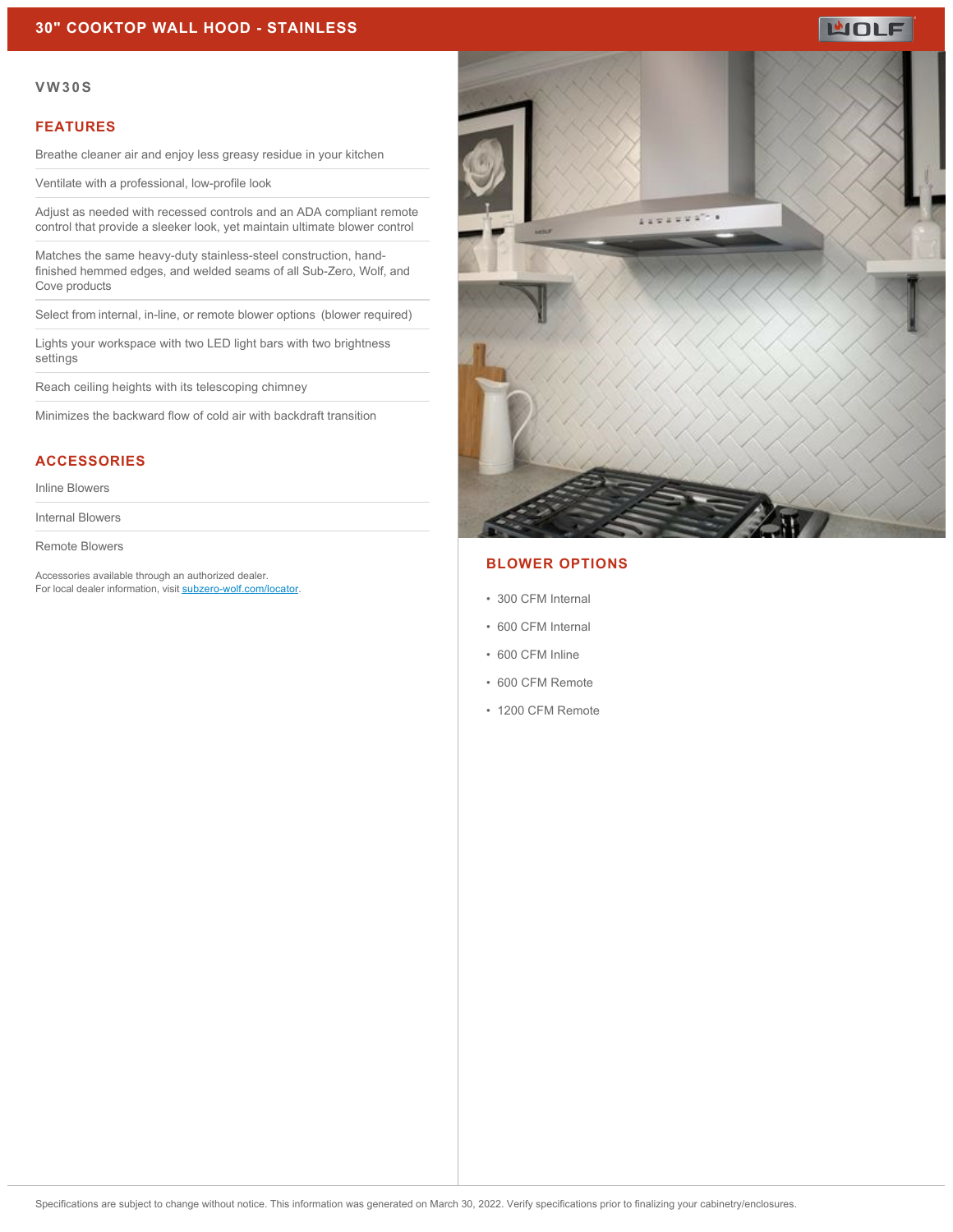# 30" COOKTOP WALL HOOD - STAINLESS

**VW30S**

## FEATURES

- Breathe cleaner air and enjoy less greasy residue in your kitchen
- Ventilate with a professional, low-profile look
- Adjust as needed with recessed controls and an ADA compliant remote control that provide a sleeker look, yet maintain ultimate blower control
- Matches the same heavy-duty stainless-steel construction, hand-finished hemmed edges, and welded seams of all Sub-Zero, Wolf, and Cove products
- Select from internal, in-line, or remote blower options (blower required)
- Lights your workspace with two LED light bars with two brightness settings
- Reach ceiling heights with its telescoping chimney
- Minimizes the backward flow of cold air with backdraft transition

## ACCESSORIES

- Inline Blowers
- Internal Blowers
- Remote Blowers

Accessories available through an authorized dealer.
For local dealer information, visit [subzero-wolf.com/locator](subzero-wolf.com/locator).

## BLOWER OPTIONS

- 300 CFM Internal
- 600 CFM Internal
- 600 CFM Inline
- 600 CFM Remote
- 1200 CFM Remote

Specifications are subject to change without notice. This information was generated on March 30, 2022. Verify specifications prior to finalizing your cabinetry/enclosures.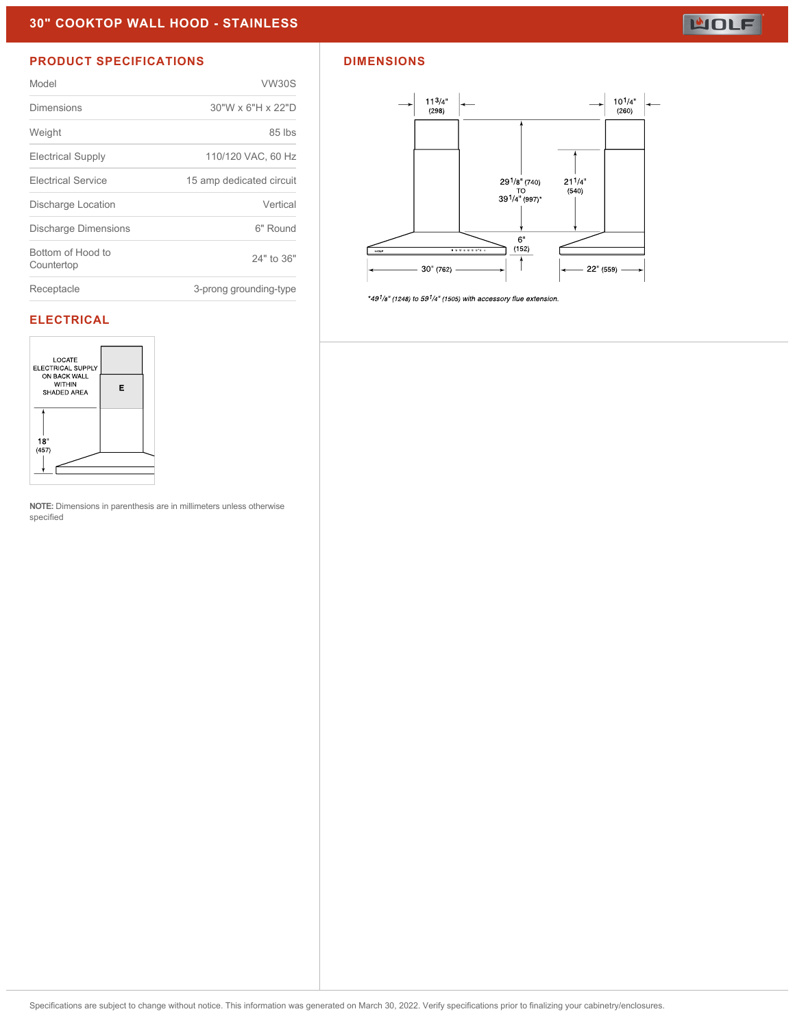# 30" COOKTOP WALL HOOD - STAINLESS

## PRODUCT SPECIFICATIONS

| | |
|---|---|
| Model | VW30S |
| Dimensions | 30"W x 6"H x 22"D |
| Weight | 85 lbs |
| Electrical Supply | 110/120 VAC, 60 Hz |
| Electrical Service | 15 amp dedicated circuit |
| Discharge Location | Vertical |
| Discharge Dimensions | 6" Round |
| Bottom of Hood to Countertop | 24" to 36" |
| Receptacle | 3-prong grounding-type |

## ELECTRICAL

LOCATE ELECTRICAL SUPPLY ON BACK WALL WITHIN SHADED AREA

E

18" (457)

**NOTE:** Dimensions in parenthesis are in millimeters unless otherwise specified

## DIMENSIONS

11 3/4" (298)

10 1/4" (260)

29 1/8" (740) TO 39 1/4" (997)*

21 1/4" (540)

6" (152)

30" (762)

22" (559)

*49 1/8" (1248) to 59 1/4" (1505) with accessory flue extension.

Specifications are subject to change without notice. This information was generated on March 30, 2022. Verify specifications prior to finalizing your cabinetry/enclosures.